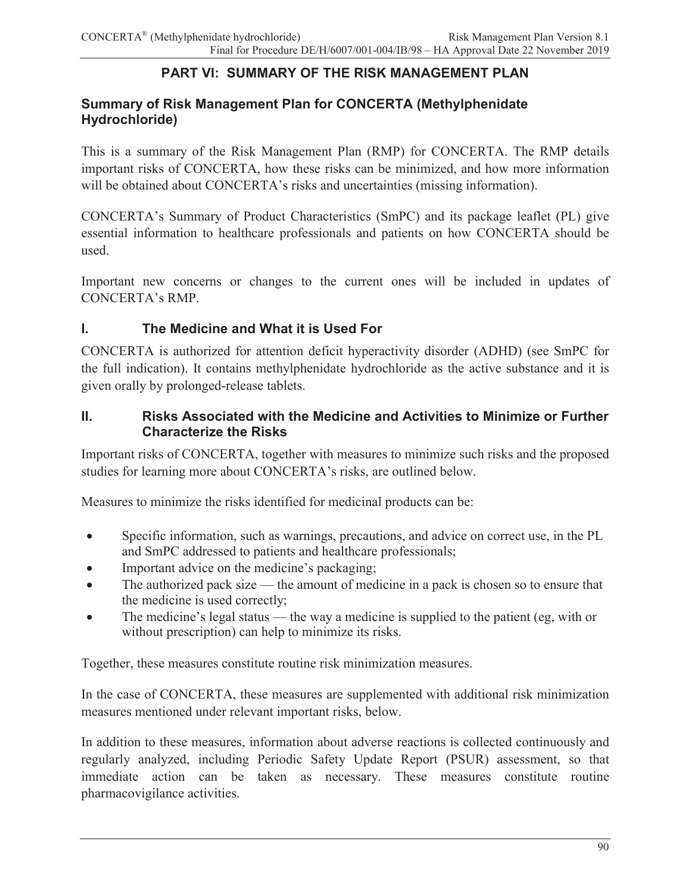# PART VI: SUMMARY OF THE RISK MANAGEMENT PLAN

## Summary of Risk Management Plan for CONCERTA (Methylphenidate Hydrochloride)

This is a summary of the Risk Management Plan (RMP) for CONCERTA. The RMP details important risks of CONCERTA, how these risks can be minimized, and how more information will be obtained about CONCERTA's risks and uncertainties (missing information).

CONCERTA's Summary of Product Characteristics (SmPC) and its package leaflet (PL) give essential information to healthcare professionals and patients on how CONCERTA should be used.

Important new concerns or changes to the current ones will be included in updates of CONCERTA's RMP.

## I. The Medicine and What it is Used For

CONCERTA is authorized for attention deficit hyperactivity disorder (ADHD) (see SmPC for the full indication). It contains methylphenidate hydrochloride as the active substance and it is given orally by prolonged-release tablets.

## II. Risks Associated with the Medicine and Activities to Minimize or Further Characterize the Risks

Important risks of CONCERTA, together with measures to minimize such risks and the proposed studies for learning more about CONCERTA's risks, are outlined below.

Measures to minimize the risks identified for medicinal products can be:

- Specific information, such as warnings, precautions, and advice on correct use, in the PL and SmPC addressed to patients and healthcare professionals;
- Important advice on the medicine's packaging;
- The authorized pack size — the amount of medicine in a pack is chosen so to ensure that the medicine is used correctly;
- The medicine's legal status — the way a medicine is supplied to the patient (eg, with or without prescription) can help to minimize its risks.

Together, these measures constitute routine risk minimization measures.

In the case of CONCERTA, these measures are supplemented with additional risk minimization measures mentioned under relevant important risks, below.

In addition to these measures, information about adverse reactions is collected continuously and regularly analyzed, including Periodic Safety Update Report (PSUR) assessment, so that immediate action can be taken as necessary. These measures constitute routine pharmacovigilance activities.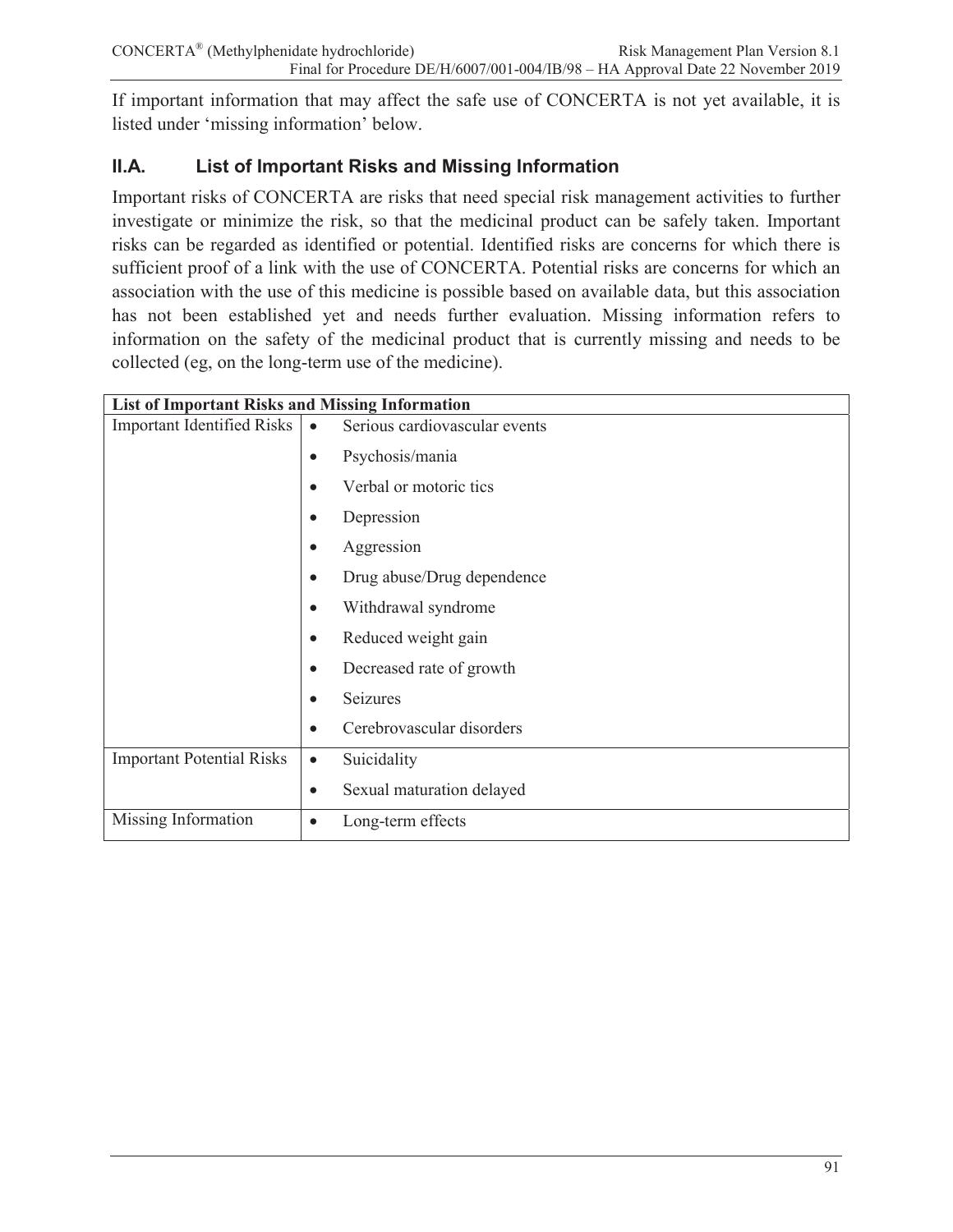If important information that may affect the safe use of CONCERTA is not yet available, it is listed under 'missing information' below.

## II.A. List of Important Risks and Missing Information

Important risks of CONCERTA are risks that need special risk management activities to further investigate or minimize the risk, so that the medicinal product can be safely taken. Important risks can be regarded as identified or potential. Identified risks are concerns for which there is sufficient proof of a link with the use of CONCERTA. Potential risks are concerns for which an association with the use of this medicine is possible based on available data, but this association has not been established yet and needs further evaluation. Missing information refers to information on the safety of the medicinal product that is currently missing and needs to be collected (eg, on the long-term use of the medicine).

| **List of Important Risks and Missing Information** | |
|---|---|
| Important Identified Risks | • Serious cardiovascular events<br>• Psychosis/mania<br>• Verbal or motoric tics<br>• Depression<br>• Aggression<br>• Drug abuse/Drug dependence<br>• Withdrawal syndrome<br>• Reduced weight gain<br>• Decreased rate of growth<br>• Seizures<br>• Cerebrovascular disorders |
| Important Potential Risks | • Suicidality<br>• Sexual maturation delayed |
| Missing Information | • Long-term effects |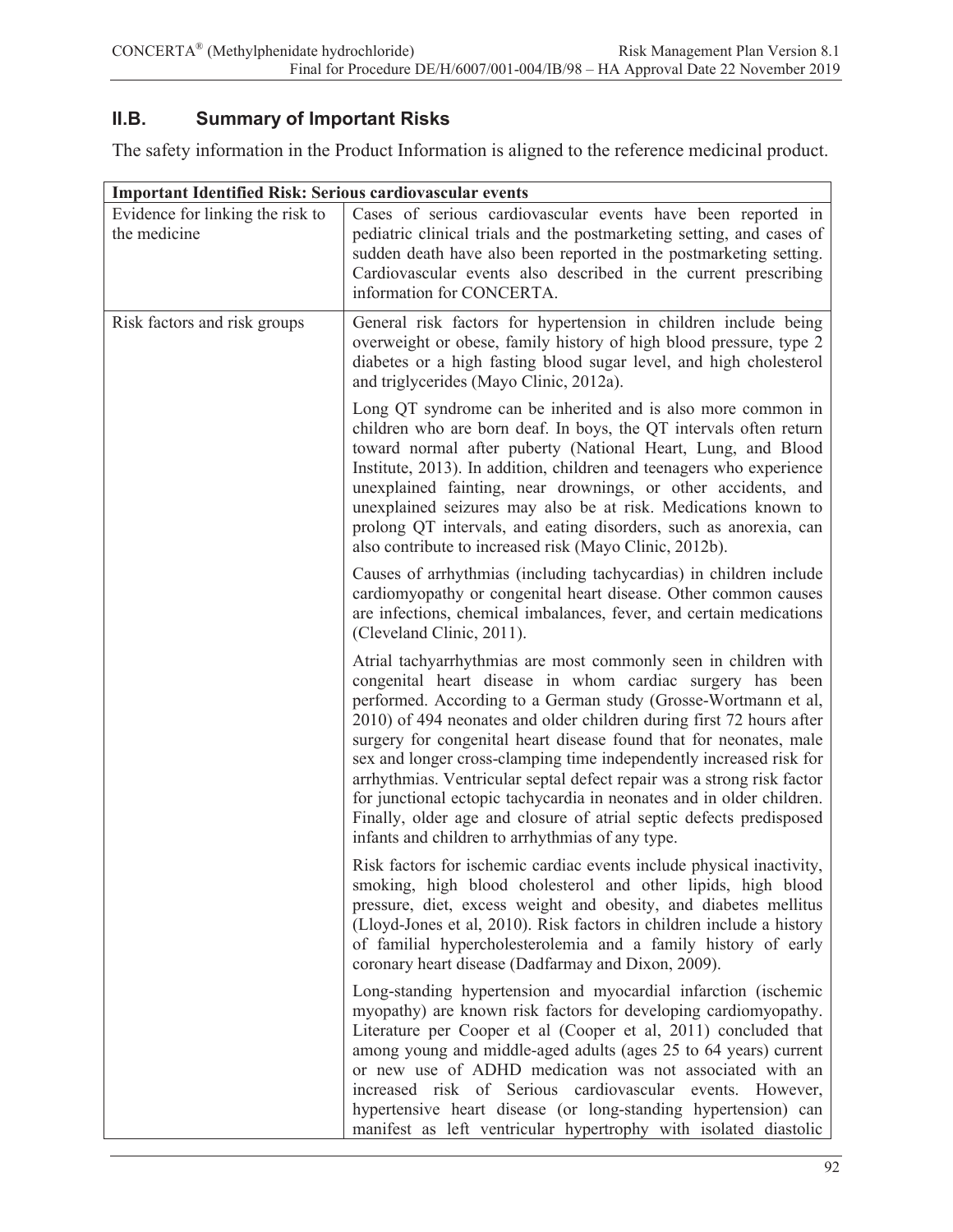## II.B. Summary of Important Risks

The safety information in the Product Information is aligned to the reference medicinal product.

| **Important Identified Risk: Serious cardiovascular events** | |
|---|---|
| Evidence for linking the risk to the medicine | Cases of serious cardiovascular events have been reported in pediatric clinical trials and the postmarketing setting, and cases of sudden death have also been reported in the postmarketing setting. Cardiovascular events also described in the current prescribing information for CONCERTA. |
| Risk factors and risk groups | General risk factors for hypertension in children include being overweight or obese, family history of high blood pressure, type 2 diabetes or a high fasting blood sugar level, and high cholesterol and triglycerides (Mayo Clinic, 2012a).<br><br>Long QT syndrome can be inherited and is also more common in children who are born deaf. In boys, the QT intervals often return toward normal after puberty (National Heart, Lung, and Blood Institute, 2013). In addition, children and teenagers who experience unexplained fainting, near drownings, or other accidents, and unexplained seizures may also be at risk. Medications known to prolong QT intervals, and eating disorders, such as anorexia, can also contribute to increased risk (Mayo Clinic, 2012b).<br><br>Causes of arrhythmias (including tachycardias) in children include cardiomyopathy or congenital heart disease. Other common causes are infections, chemical imbalances, fever, and certain medications (Cleveland Clinic, 2011).<br><br>Atrial tachyarrhythmias are most commonly seen in children with congenital heart disease in whom cardiac surgery has been performed. According to a German study (Grosse-Wortmann et al, 2010) of 494 neonates and older children during first 72 hours after surgery for congenital heart disease found that for neonates, male sex and longer cross-clamping time independently increased risk for arrhythmias. Ventricular septal defect repair was a strong risk factor for junctional ectopic tachycardia in neonates and in older children. Finally, older age and closure of atrial septic defects predisposed infants and children to arrhythmias of any type.<br><br>Risk factors for ischemic cardiac events include physical inactivity, smoking, high blood cholesterol and other lipids, high blood pressure, diet, excess weight and obesity, and diabetes mellitus (Lloyd-Jones et al, 2010). Risk factors in children include a history of familial hypercholesterolemia and a family history of early coronary heart disease (Dadfarmay and Dixon, 2009).<br><br>Long-standing hypertension and myocardial infarction (ischemic myopathy) are known risk factors for developing cardiomyopathy. Literature per Cooper et al (Cooper et al, 2011) concluded that among young and middle-aged adults (ages 25 to 64 years) current or new use of ADHD medication was not associated with an increased risk of Serious cardiovascular events. However, hypertensive heart disease (or long-standing hypertension) can manifest as left ventricular hypertrophy with isolated diastolic |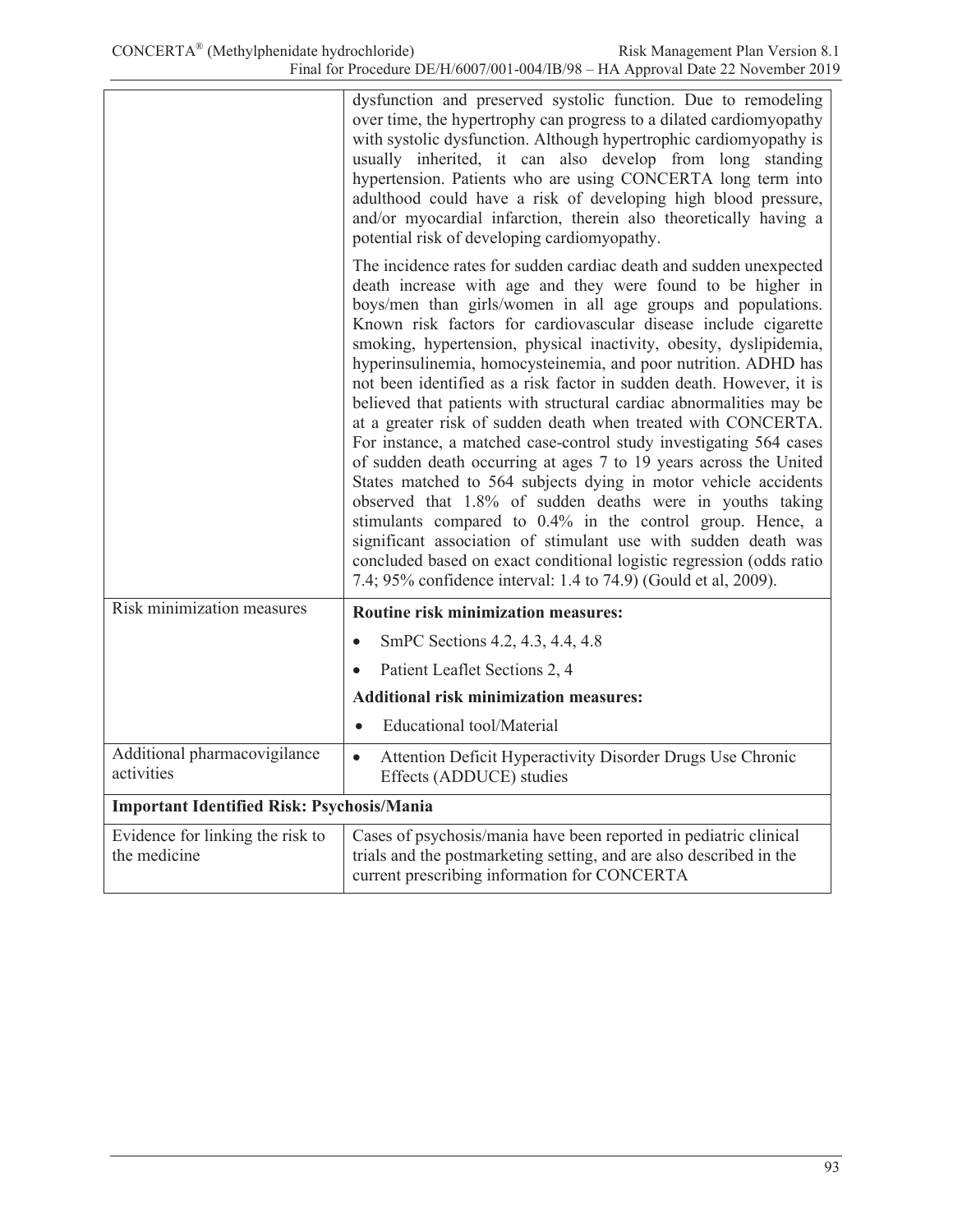| | |
|---|---|
| | dysfunction and preserved systolic function. Due to remodeling over time, the hypertrophy can progress to a dilated cardiomyopathy with systolic dysfunction. Although hypertrophic cardiomyopathy is usually inherited, it can also develop from long standing hypertension. Patients who are using CONCERTA long term into adulthood could have a risk of developing high blood pressure, and/or myocardial infarction, therein also theoretically having a potential risk of developing cardiomyopathy.<br><br>The incidence rates for sudden cardiac death and sudden unexpected death increase with age and they were found to be higher in boys/men than girls/women in all age groups and populations. Known risk factors for cardiovascular disease include cigarette smoking, hypertension, physical inactivity, obesity, dyslipidemia, hyperinsulinemia, homocysteinemia, and poor nutrition. ADHD has not been identified as a risk factor in sudden death. However, it is believed that patients with structural cardiac abnormalities may be at a greater risk of sudden death when treated with CONCERTA. For instance, a matched case-control study investigating 564 cases of sudden death occurring at ages 7 to 19 years across the United States matched to 564 subjects dying in motor vehicle accidents observed that 1.8% of sudden deaths were in youths taking stimulants compared to 0.4% in the control group. Hence, a significant association of stimulant use with sudden death was concluded based on exact conditional logistic regression (odds ratio 7.4; 95% confidence interval: 1.4 to 74.9) (Gould et al, 2009). |
| Risk minimization measures | **Routine risk minimization measures:**<br>• SmPC Sections 4.2, 4.3, 4.4, 4.8<br>• Patient Leaflet Sections 2, 4<br>**Additional risk minimization measures:**<br>• Educational tool/Material |
| Additional pharmacovigilance activities | • Attention Deficit Hyperactivity Disorder Drugs Use Chronic Effects (ADDUCE) studies |
| **Important Identified Risk: Psychosis/Mania** | |
| Evidence for linking the risk to the medicine | Cases of psychosis/mania have been reported in pediatric clinical trials and the postmarketing setting, and are also described in the current prescribing information for CONCERTA |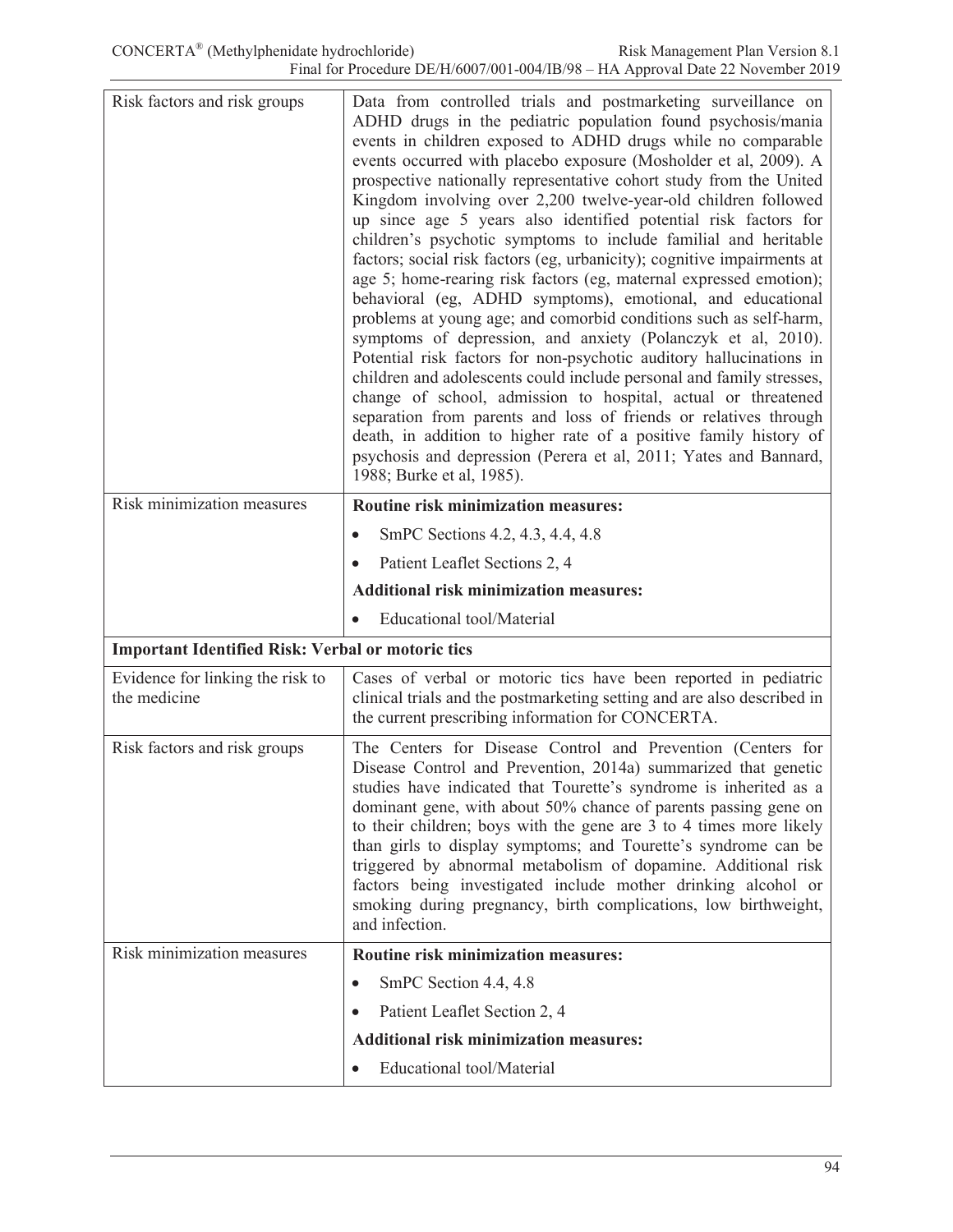| Risk factors and risk groups | Data from controlled trials and postmarketing surveillance on ADHD drugs in the pediatric population found psychosis/mania events in children exposed to ADHD drugs while no comparable events occurred with placebo exposure (Mosholder et al, 2009). A prospective nationally representative cohort study from the United Kingdom involving over 2,200 twelve-year-old children followed up since age 5 years also identified potential risk factors for children's psychotic symptoms to include familial and heritable factors; social risk factors (eg, urbanicity); cognitive impairments at age 5; home-rearing risk factors (eg, maternal expressed emotion); behavioral (eg, ADHD symptoms), emotional, and educational problems at young age; and comorbid conditions such as self-harm, symptoms of depression, and anxiety (Polanczyk et al, 2010). Potential risk factors for non-psychotic auditory hallucinations in children and adolescents could include personal and family stresses, change of school, admission to hospital, actual or threatened separation from parents and loss of friends or relatives through death, in addition to higher rate of a positive family history of psychosis and depression (Perera et al, 2011; Yates and Bannard, 1988; Burke et al, 1985). |
|---|---|
| Risk minimization measures | **Routine risk minimization measures:**<br>• SmPC Sections 4.2, 4.3, 4.4, 4.8<br>• Patient Leaflet Sections 2, 4<br>**Additional risk minimization measures:**<br>• Educational tool/Material |
| **Important Identified Risk: Verbal or motoric tics** | |
| Evidence for linking the risk to the medicine | Cases of verbal or motoric tics have been reported in pediatric clinical trials and the postmarketing setting and are also described in the current prescribing information for CONCERTA. |
| Risk factors and risk groups | The Centers for Disease Control and Prevention (Centers for Disease Control and Prevention, 2014a) summarized that genetic studies have indicated that Tourette's syndrome is inherited as a dominant gene, with about 50% chance of parents passing gene on to their children; boys with the gene are 3 to 4 times more likely than girls to display symptoms; and Tourette's syndrome can be triggered by abnormal metabolism of dopamine. Additional risk factors being investigated include mother drinking alcohol or smoking during pregnancy, birth complications, low birthweight, and infection. |
| Risk minimization measures | **Routine risk minimization measures:**<br>• SmPC Section 4.4, 4.8<br>• Patient Leaflet Section 2, 4<br>**Additional risk minimization measures:**<br>• Educational tool/Material |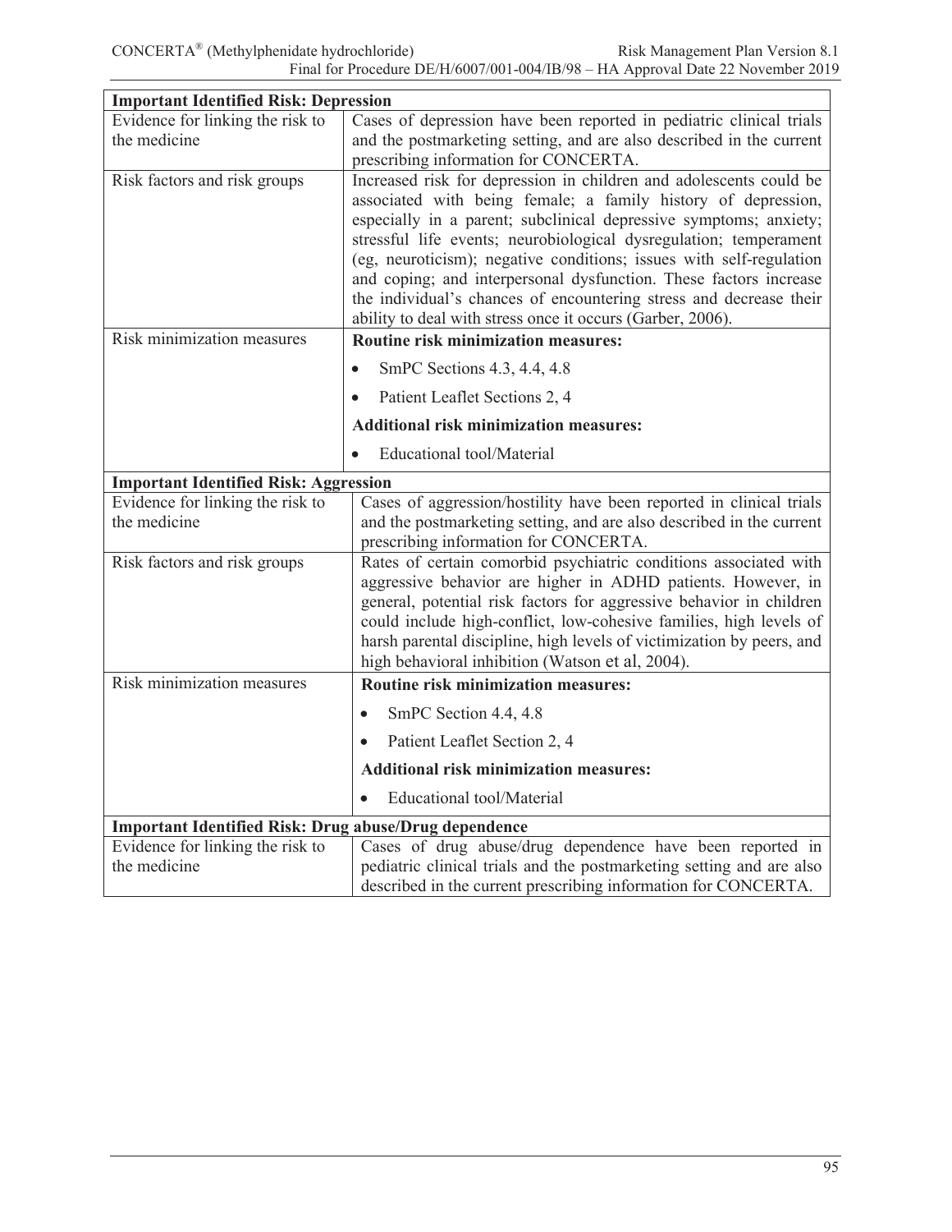| **Important Identified Risk: Depression** | |
|---|---|
| Evidence for linking the risk to the medicine | Cases of depression have been reported in pediatric clinical trials and the postmarketing setting, and are also described in the current prescribing information for CONCERTA. |
| Risk factors and risk groups | Increased risk for depression in children and adolescents could be associated with being female; a family history of depression, especially in a parent; subclinical depressive symptoms; anxiety; stressful life events; neurobiological dysregulation; temperament (eg, neuroticism); negative conditions; issues with self-regulation and coping; and interpersonal dysfunction. These factors increase the individual's chances of encountering stress and decrease their ability to deal with stress once it occurs (Garber, 2006). |
| Risk minimization measures | **Routine risk minimization measures:**<br>• SmPC Sections 4.3, 4.4, 4.8<br>• Patient Leaflet Sections 2, 4<br>**Additional risk minimization measures:**<br>• Educational tool/Material |
| **Important Identified Risk: Aggression** | |
| Evidence for linking the risk to the medicine | Cases of aggression/hostility have been reported in clinical trials and the postmarketing setting, and are also described in the current prescribing information for CONCERTA. |
| Risk factors and risk groups | Rates of certain comorbid psychiatric conditions associated with aggressive behavior are higher in ADHD patients. However, in general, potential risk factors for aggressive behavior in children could include high-conflict, low-cohesive families, high levels of harsh parental discipline, high levels of victimization by peers, and high behavioral inhibition (Watson et al, 2004). |
| Risk minimization measures | **Routine risk minimization measures:**<br>• SmPC Section 4.4, 4.8<br>• Patient Leaflet Section 2, 4<br>**Additional risk minimization measures:**<br>• Educational tool/Material |
| **Important Identified Risk: Drug abuse/Drug dependence** | |
| Evidence for linking the risk to the medicine | Cases of drug abuse/drug dependence have been reported in pediatric clinical trials and the postmarketing setting and are also described in the current prescribing information for CONCERTA. |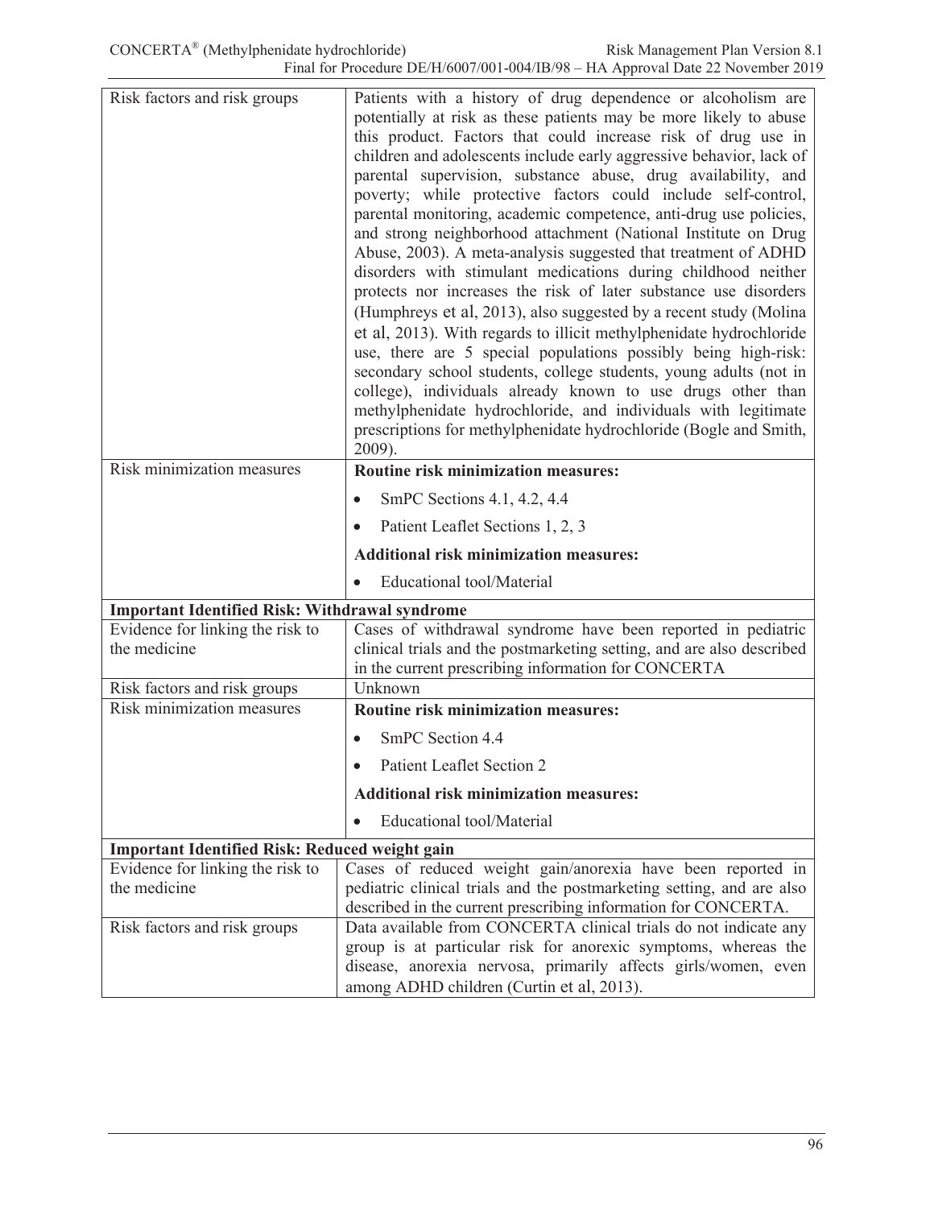| | |
|---|---|
| Risk factors and risk groups | Patients with a history of drug dependence or alcoholism are potentially at risk as these patients may be more likely to abuse this product. Factors that could increase risk of drug use in children and adolescents include early aggressive behavior, lack of parental supervision, substance abuse, drug availability, and poverty; while protective factors could include self-control, parental monitoring, academic competence, anti-drug use policies, and strong neighborhood attachment (National Institute on Drug Abuse, 2003). A meta-analysis suggested that treatment of ADHD disorders with stimulant medications during childhood neither protects nor increases the risk of later substance use disorders (Humphreys et al, 2013), also suggested by a recent study (Molina et al, 2013). With regards to illicit methylphenidate hydrochloride use, there are 5 special populations possibly being high-risk: secondary school students, college students, young adults (not in college), individuals already known to use drugs other than methylphenidate hydrochloride, and individuals with legitimate prescriptions for methylphenidate hydrochloride (Bogle and Smith, 2009). |
| Risk minimization measures | **Routine risk minimization measures:**<br>• SmPC Sections 4.1, 4.2, 4.4<br>• Patient Leaflet Sections 1, 2, 3<br>**Additional risk minimization measures:**<br>• Educational tool/Material |
| **Important Identified Risk: Withdrawal syndrome** | |
| Evidence for linking the risk to the medicine | Cases of withdrawal syndrome have been reported in pediatric clinical trials and the postmarketing setting, and are also described in the current prescribing information for CONCERTA |
| Risk factors and risk groups | Unknown |
| Risk minimization measures | **Routine risk minimization measures:**<br>• SmPC Section 4.4<br>• Patient Leaflet Section 2<br>**Additional risk minimization measures:**<br>• Educational tool/Material |
| **Important Identified Risk: Reduced weight gain** | |
| Evidence for linking the risk to the medicine | Cases of reduced weight gain/anorexia have been reported in pediatric clinical trials and the postmarketing setting, and are also described in the current prescribing information for CONCERTA. |
| Risk factors and risk groups | Data available from CONCERTA clinical trials do not indicate any group is at particular risk for anorexic symptoms, whereas the disease, anorexia nervosa, primarily affects girls/women, even among ADHD children (Curtin et al, 2013). |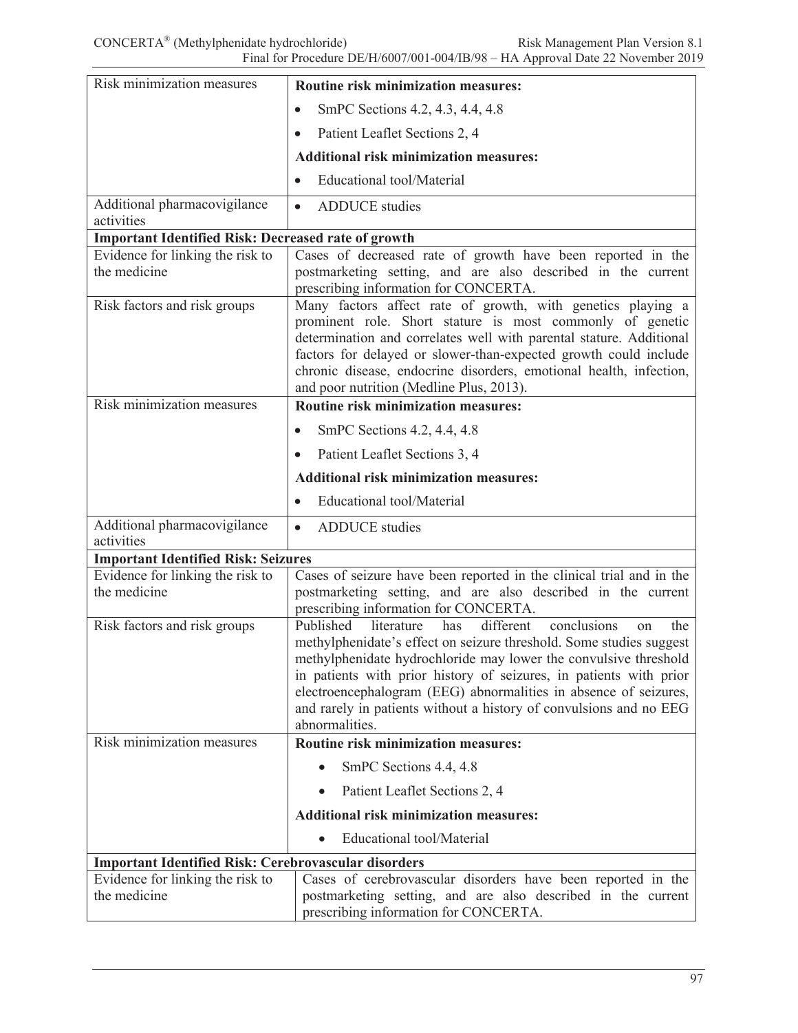| Risk minimization measures | **Routine risk minimization measures:**<br>• SmPC Sections 4.2, 4.3, 4.4, 4.8<br>• Patient Leaflet Sections 2, 4<br>**Additional risk minimization measures:**<br>• Educational tool/Material |
|---|---|
| Additional pharmacovigilance activities | • ADDUCE studies |
| **Important Identified Risk: Decreased rate of growth** | |
| Evidence for linking the risk to the medicine | Cases of decreased rate of growth have been reported in the postmarketing setting, and are also described in the current prescribing information for CONCERTA. |
| Risk factors and risk groups | Many factors affect rate of growth, with genetics playing a prominent role. Short stature is most commonly of genetic determination and correlates well with parental stature. Additional factors for delayed or slower-than-expected growth could include chronic disease, endocrine disorders, emotional health, infection, and poor nutrition (Medline Plus, 2013). |
| Risk minimization measures | **Routine risk minimization measures:**<br>• SmPC Sections 4.2, 4.4, 4.8<br>• Patient Leaflet Sections 3, 4<br>**Additional risk minimization measures:**<br>• Educational tool/Material |
| Additional pharmacovigilance activities | • ADDUCE studies |
| **Important Identified Risk: Seizures** | |
| Evidence for linking the risk to the medicine | Cases of seizure have been reported in the clinical trial and in the postmarketing setting, and are also described in the current prescribing information for CONCERTA. |
| Risk factors and risk groups | Published literature has different conclusions on the methylphenidate's effect on seizure threshold. Some studies suggest methylphenidate hydrochloride may lower the convulsive threshold in patients with prior history of seizures, in patients with prior electroencephalogram (EEG) abnormalities in absence of seizures, and rarely in patients without a history of convulsions and no EEG abnormalities. |
| Risk minimization measures | **Routine risk minimization measures:**<br>• SmPC Sections 4.4, 4.8<br>• Patient Leaflet Sections 2, 4<br>**Additional risk minimization measures:**<br>• Educational tool/Material |
| **Important Identified Risk: Cerebrovascular disorders** | |
| Evidence for linking the risk to the medicine | Cases of cerebrovascular disorders have been reported in the postmarketing setting, and are also described in the current prescribing information for CONCERTA. |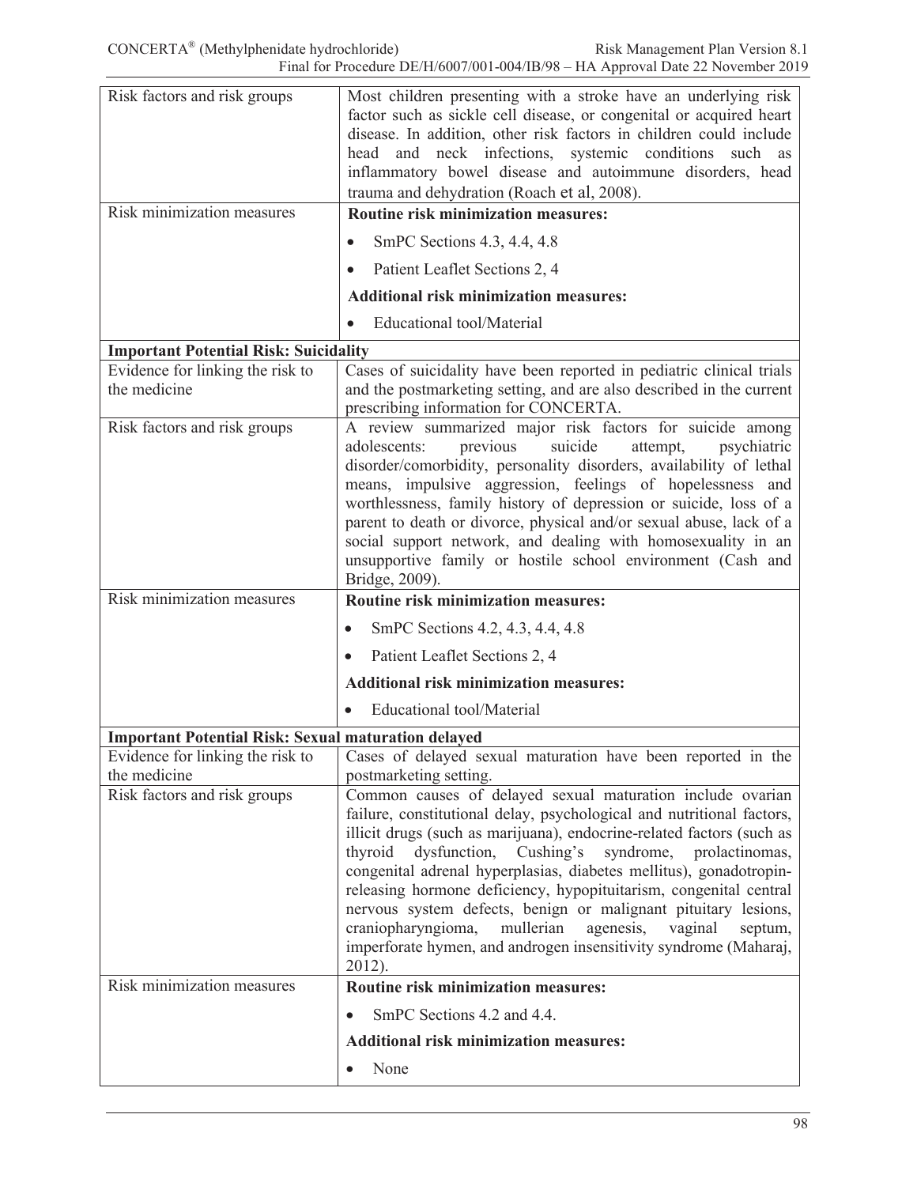| | |
|---|---|
| Risk factors and risk groups | Most children presenting with a stroke have an underlying risk factor such as sickle cell disease, or congenital or acquired heart disease. In addition, other risk factors in children could include head and neck infections, systemic conditions such as inflammatory bowel disease and autoimmune disorders, head trauma and dehydration (Roach et al, 2008). |
| Risk minimization measures | **Routine risk minimization measures:**<br>• SmPC Sections 4.3, 4.4, 4.8<br>• Patient Leaflet Sections 2, 4<br>**Additional risk minimization measures:**<br>• Educational tool/Material |
| **Important Potential Risk: Suicidality** | |
| Evidence for linking the risk to the medicine | Cases of suicidality have been reported in pediatric clinical trials and the postmarketing setting, and are also described in the current prescribing information for CONCERTA. |
| Risk factors and risk groups | A review summarized major risk factors for suicide among adolescents: previous suicide attempt, psychiatric disorder/comorbidity, personality disorders, availability of lethal means, impulsive aggression, feelings of hopelessness and worthlessness, family history of depression or suicide, loss of a parent to death or divorce, physical and/or sexual abuse, lack of a social support network, and dealing with homosexuality in an unsupportive family or hostile school environment (Cash and Bridge, 2009). |
| Risk minimization measures | **Routine risk minimization measures:**<br>• SmPC Sections 4.2, 4.3, 4.4, 4.8<br>• Patient Leaflet Sections 2, 4<br>**Additional risk minimization measures:**<br>• Educational tool/Material |
| **Important Potential Risk: Sexual maturation delayed** | |
| Evidence for linking the risk to the medicine | Cases of delayed sexual maturation have been reported in the postmarketing setting. |
| Risk factors and risk groups | Common causes of delayed sexual maturation include ovarian failure, constitutional delay, psychological and nutritional factors, illicit drugs (such as marijuana), endocrine-related factors (such as thyroid dysfunction, Cushing's syndrome, prolactinomas, congenital adrenal hyperplasias, diabetes mellitus), gonadotropin-releasing hormone deficiency, hypopituitarism, congenital central nervous system defects, benign or malignant pituitary lesions, craniopharyngioma, mullerian agenesis, vaginal septum, imperforate hymen, and androgen insensitivity syndrome (Maharaj, 2012). |
| Risk minimization measures | **Routine risk minimization measures:**<br>• SmPC Sections 4.2 and 4.4.<br>**Additional risk minimization measures:**<br>• None |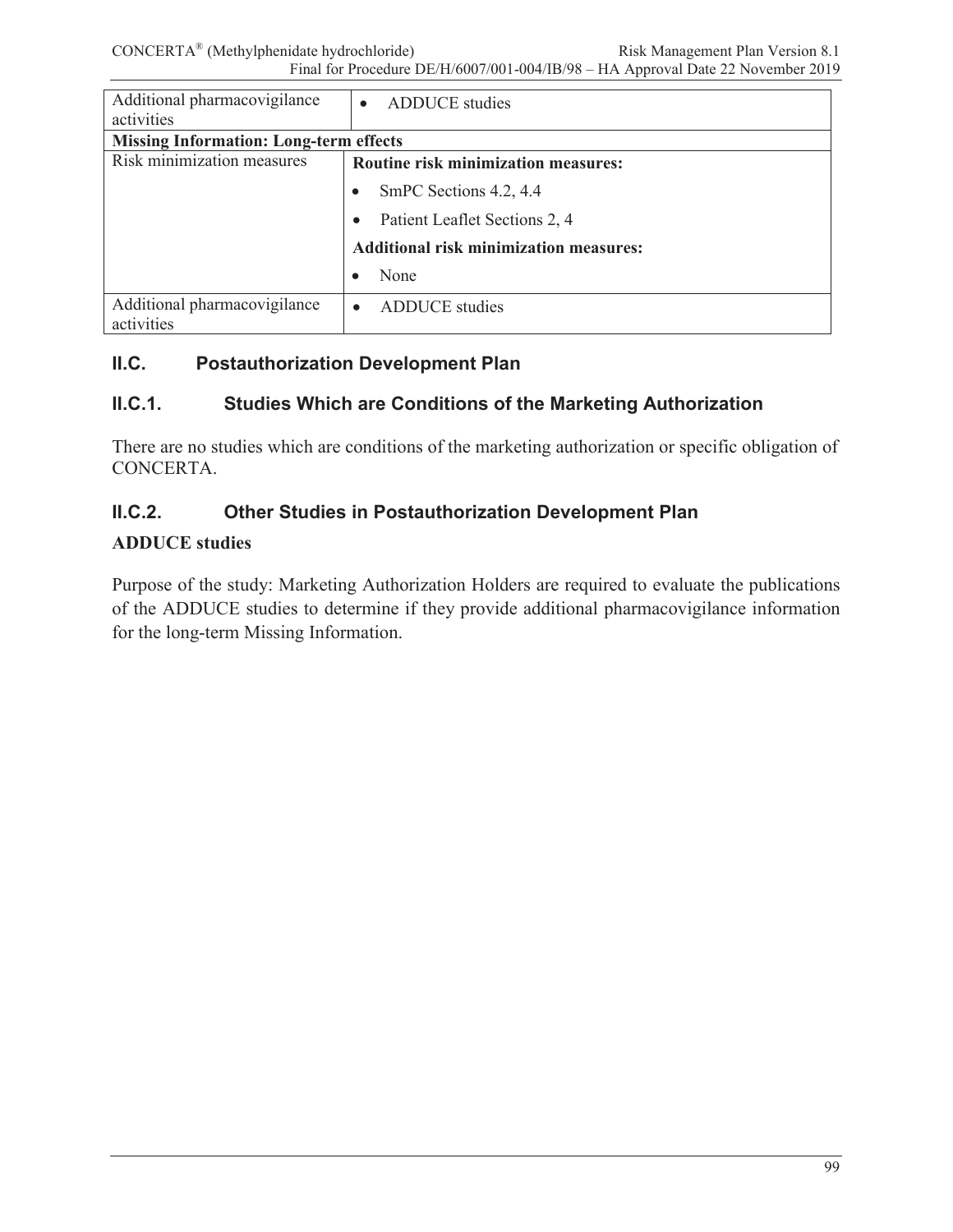| | |
|---|---|
| Additional pharmacovigilance activities | • ADDUCE studies |
| **Missing Information: Long-term effects** | |
| Risk minimization measures | **Routine risk minimization measures:**<br>• SmPC Sections 4.2, 4.4<br>• Patient Leaflet Sections 2, 4<br>**Additional risk minimization measures:**<br>• None |
| Additional pharmacovigilance activities | • ADDUCE studies |

## II.C. Postauthorization Development Plan

### II.C.1. Studies Which are Conditions of the Marketing Authorization

There are no studies which are conditions of the marketing authorization or specific obligation of CONCERTA.

### II.C.2. Other Studies in Postauthorization Development Plan

**ADDUCE studies**

Purpose of the study: Marketing Authorization Holders are required to evaluate the publications of the ADDUCE studies to determine if they provide additional pharmacovigilance information for the long-term Missing Information.